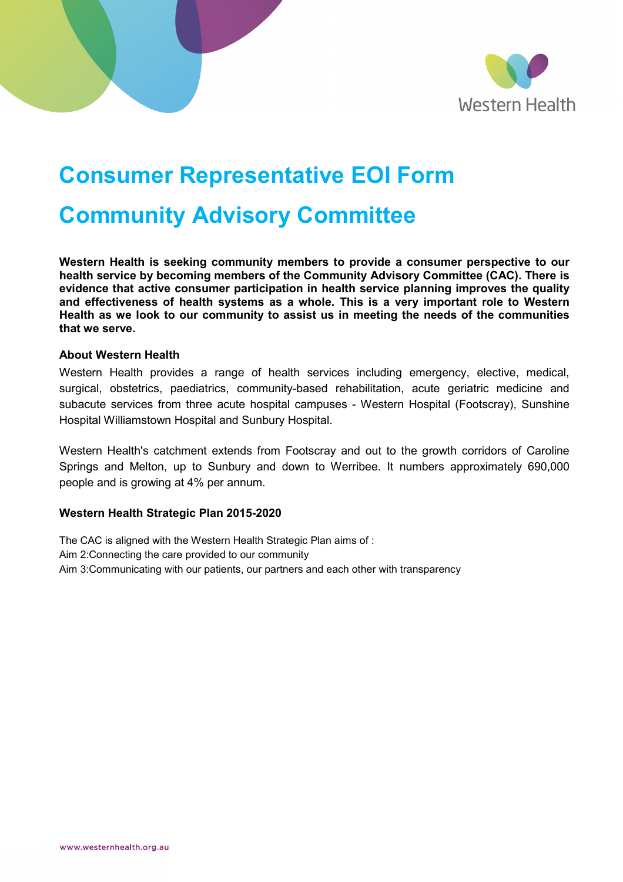# Consumer Representative EOI Form

# Community Advisory Committee

**Western Health is seeking community members to provide a consumer perspective to our health service by becoming members of the Community Advisory Committee (CAC). There is evidence that active consumer participation in health service planning improves the quality and effectiveness of health systems as a whole. This is a very important role to Western Health as we look to our community to assist us in meeting the needs of the communities that we serve.**

**About Western Health**

Western Health provides a range of health services including emergency, elective, medical, surgical, obstetrics, paediatrics, community-based rehabilitation, acute geriatric medicine and subacute services from three acute hospital campuses - Western Hospital (Footscray), Sunshine Hospital Williamstown Hospital and Sunbury Hospital.

Western Health's catchment extends from Footscray and out to the growth corridors of Caroline Springs and Melton, up to Sunbury and down to Werribee. It numbers approximately 690,000 people and is growing at 4% per annum.

**Western Health Strategic Plan 2015-2020**

The CAC is aligned with the Western Health Strategic Plan aims of :
Aim 2:Connecting the care provided to our community
Aim 3:Communicating with our patients, our partners and each other with transparency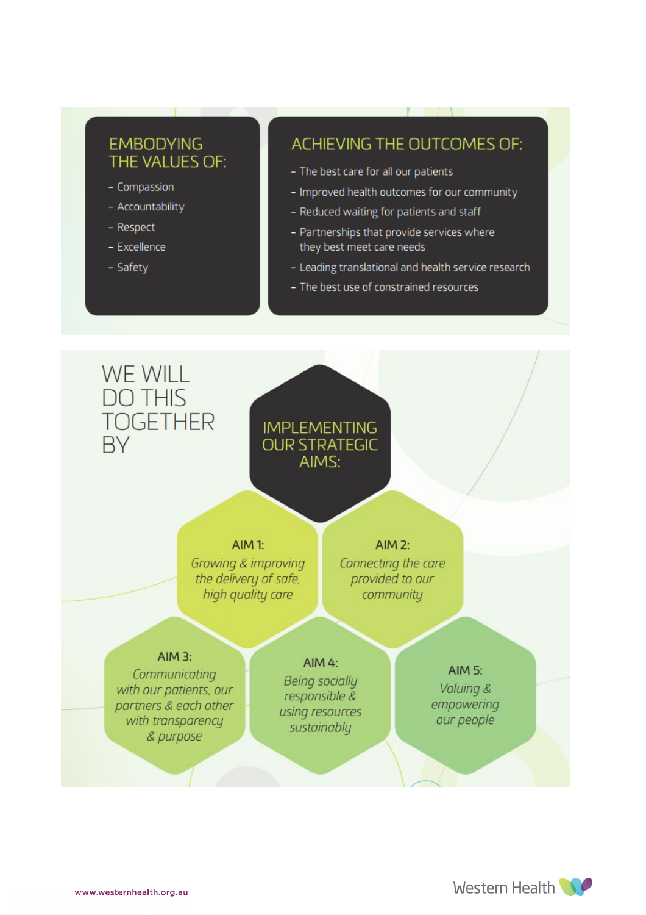## EMBODYING THE VALUES OF:

- Compassion
- Accountability
- Respect
- Excellence
- Safety

## ACHIEVING THE OUTCOMES OF:

- The best care for all our patients
- Improved health outcomes for our community
- Reduced waiting for patients and staff
- Partnerships that provide services where they best meet care needs
- Leading translational and health service research
- The best use of constrained resources

## WE WILL DO THIS TOGETHER BY

### IMPLEMENTING OUR STRATEGIC AIMS:

**AIM 1:** *Growing & improving the delivery of safe, high quality care*

**AIM 2:** *Connecting the care provided to our community*

**AIM 3:** *Communicating with our patients, our partners & each other with transparency & purpose*

**AIM 4:** *Being socially responsible & using resources sustainably*

**AIM 5:** *Valuing & empowering our people*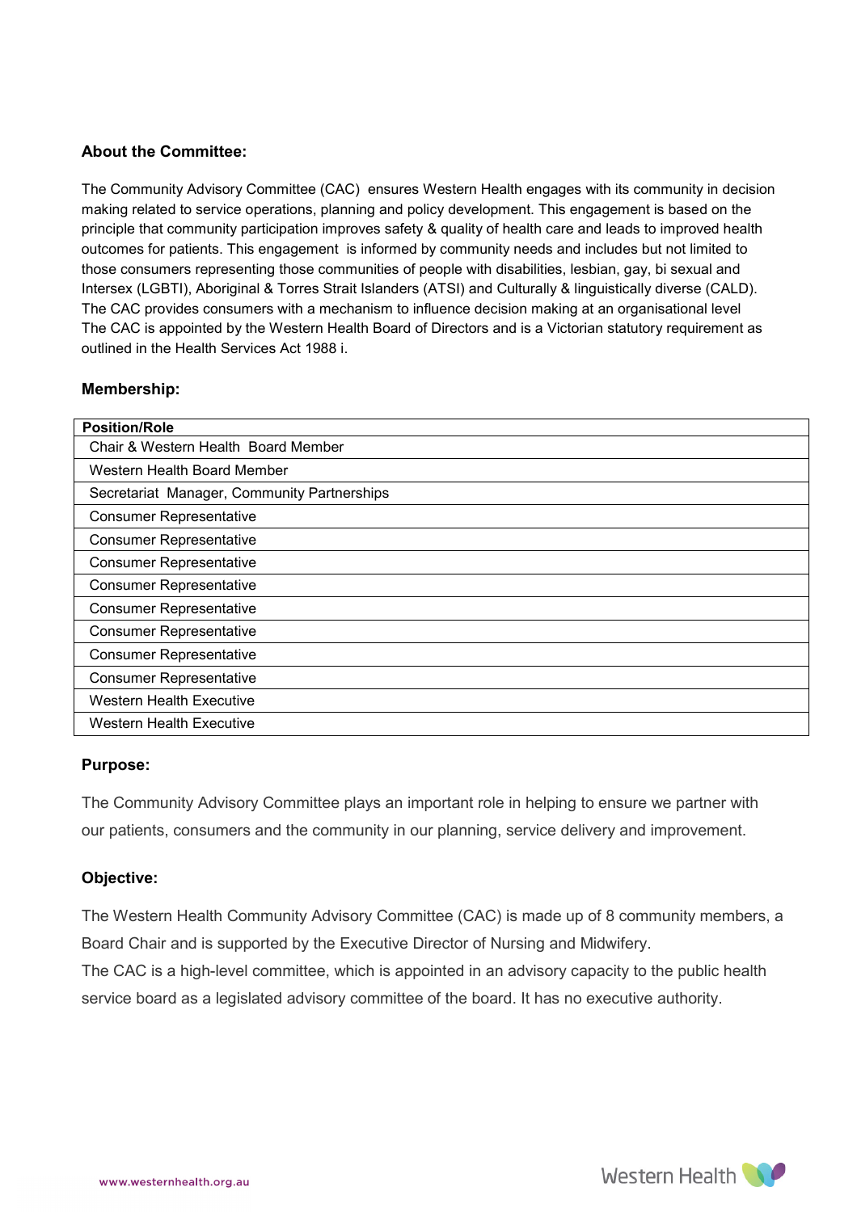**About the Committee:**

The Community Advisory Committee (CAC) ensures Western Health engages with its community in decision making related to service operations, planning and policy development. This engagement is based on the principle that community participation improves safety & quality of health care and leads to improved health outcomes for patients. This engagement is informed by community needs and includes but not limited to those consumers representing those communities of people with disabilities, lesbian, gay, bi sexual and Intersex (LGBTI), Aboriginal & Torres Strait Islanders (ATSI) and Culturally & linguistically diverse (CALD). The CAC provides consumers with a mechanism to influence decision making at an organisational level The CAC is appointed by the Western Health Board of Directors and is a Victorian statutory requirement as outlined in the Health Services Act 1988 i.

**Membership:**

| Position/Role |
|---|
| Chair & Western Health Board Member |
| Western Health Board Member |
| Secretariat Manager, Community Partnerships |
| Consumer Representative |
| Consumer Representative |
| Consumer Representative |
| Consumer Representative |
| Consumer Representative |
| Consumer Representative |
| Consumer Representative |
| Consumer Representative |
| Western Health Executive |
| Western Health Executive |

**Purpose:**

The Community Advisory Committee plays an important role in helping to ensure we partner with our patients, consumers and the community in our planning, service delivery and improvement.

**Objective:**

The Western Health Community Advisory Committee (CAC) is made up of 8 community members, a Board Chair and is supported by the Executive Director of Nursing and Midwifery.

The CAC is a high-level committee, which is appointed in an advisory capacity to the public health service board as a legislated advisory committee of the board. It has no executive authority.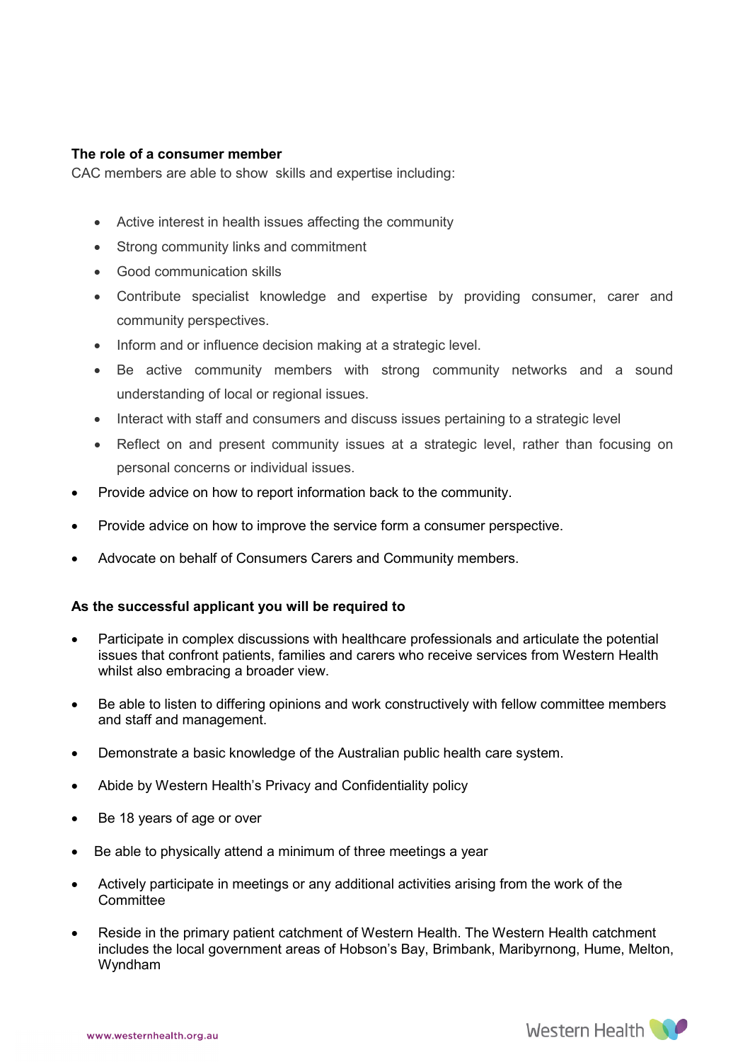**The role of a consumer member**

CAC members are able to show skills and expertise including:

- Active interest in health issues affecting the community
- Strong community links and commitment
- Good communication skills
- Contribute specialist knowledge and expertise by providing consumer, carer and community perspectives.
- Inform and or influence decision making at a strategic level.
- Be active community members with strong community networks and a sound understanding of local or regional issues.
- Interact with staff and consumers and discuss issues pertaining to a strategic level
- Reflect on and present community issues at a strategic level, rather than focusing on personal concerns or individual issues.
- Provide advice on how to report information back to the community.
- Provide advice on how to improve the service form a consumer perspective.
- Advocate on behalf of Consumers Carers and Community members.

**As the successful applicant you will be required to**

- Participate in complex discussions with healthcare professionals and articulate the potential issues that confront patients, families and carers who receive services from Western Health whilst also embracing a broader view.
- Be able to listen to differing opinions and work constructively with fellow committee members and staff and management.
- Demonstrate a basic knowledge of the Australian public health care system.
- Abide by Western Health's Privacy and Confidentiality policy
- Be 18 years of age or over
- Be able to physically attend a minimum of three meetings a year
- Actively participate in meetings or any additional activities arising from the work of the Committee
- Reside in the primary patient catchment of Western Health. The Western Health catchment includes the local government areas of Hobson's Bay, Brimbank, Maribyrnong, Hume, Melton, Wyndham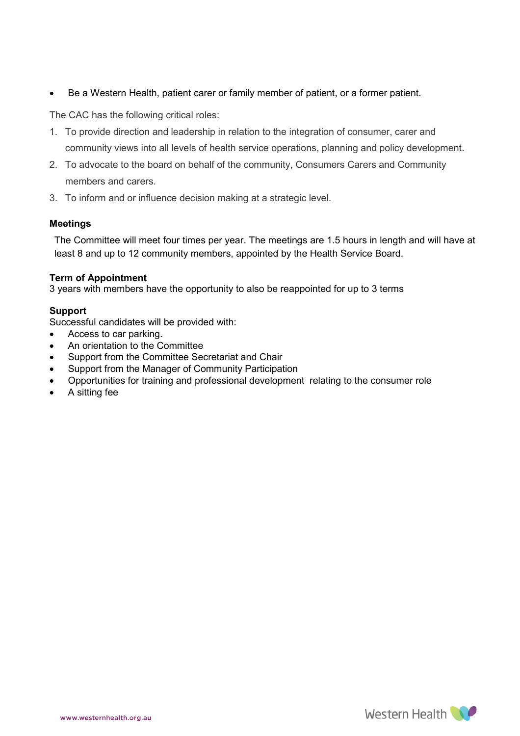- Be a Western Health, patient carer or family member of patient, or a former patient.

The CAC has the following critical roles:

1. To provide direction and leadership in relation to the integration of consumer, carer and community views into all levels of health service operations, planning and policy development.
2. To advocate to the board on behalf of the community, Consumers Carers and Community members and carers.
3. To inform and or influence decision making at a strategic level.

**Meetings**

The Committee will meet four times per year. The meetings are 1.5 hours in length and will have at least 8 and up to 12 community members, appointed by the Health Service Board.

**Term of Appointment**

3 years with members have the opportunity to also be reappointed for up to 3 terms

**Support**

Successful candidates will be provided with:

- Access to car parking.
- An orientation to the Committee
- Support from the Committee Secretariat and Chair
- Support from the Manager of Community Participation
- Opportunities for training and professional development relating to the consumer role
- A sitting fee